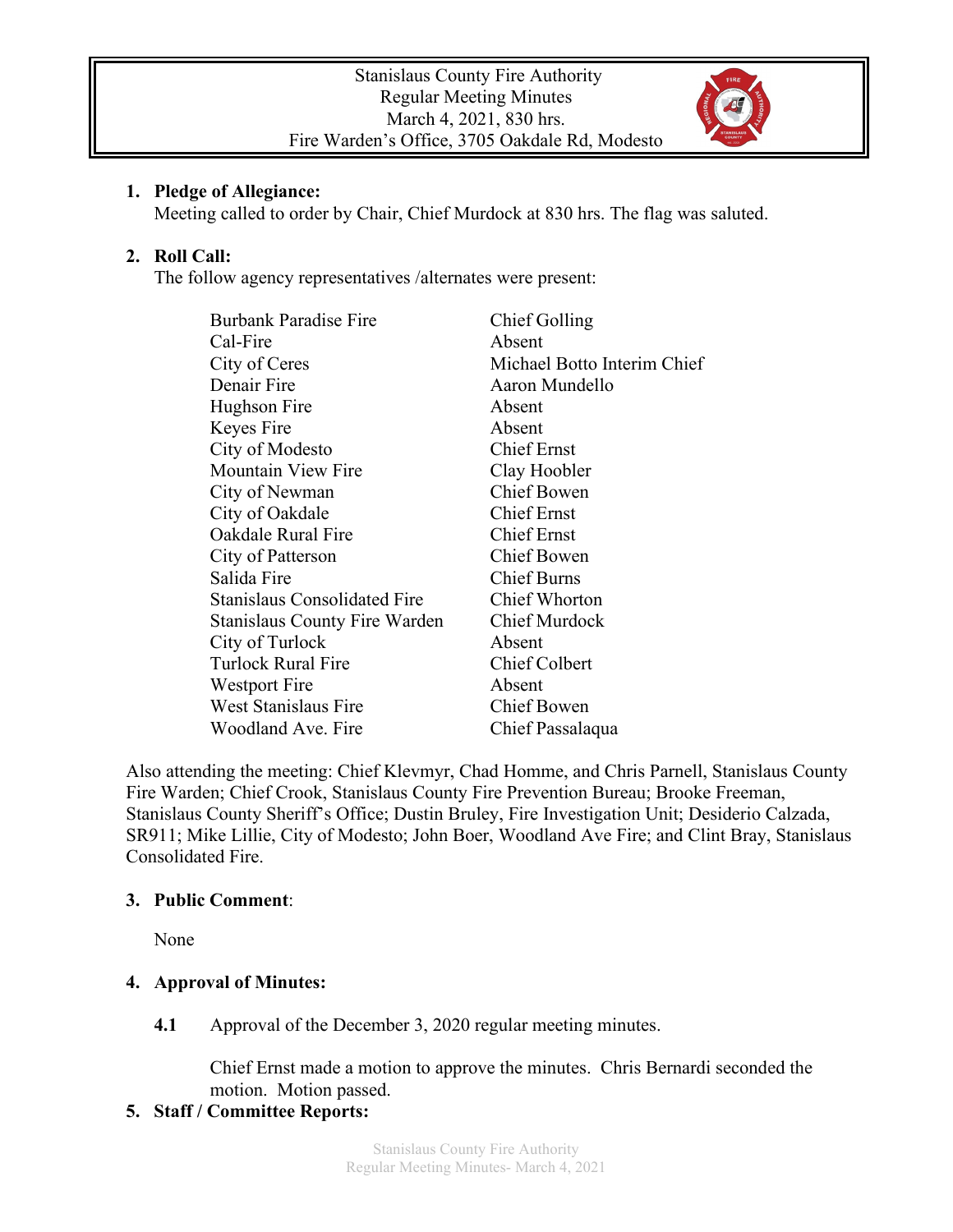Stanislaus County Fire Authority
Regular Meeting Minutes
March 4, 2021, 830 hrs.
Fire Warden's Office, 3705 Oakdale Rd, Modesto

1. **Pledge of Allegiance:**
   Meeting called to order by Chair, Chief Murdock at 830 hrs. The flag was saluted.

2. **Roll Call:**
   The follow agency representatives /alternates were present:

| | |
|---|---|
| Burbank Paradise Fire | Chief Golling |
| Cal-Fire | Absent |
| City of Ceres | Michael Botto Interim Chief |
| Denair Fire | Aaron Mundello |
| Hughson Fire | Absent |
| Keyes Fire | Absent |
| City of Modesto | Chief Ernst |
| Mountain View Fire | Clay Hoobler |
| City of Newman | Chief Bowen |
| City of Oakdale | Chief Ernst |
| Oakdale Rural Fire | Chief Ernst |
| City of Patterson | Chief Bowen |
| Salida Fire | Chief Burns |
| Stanislaus Consolidated Fire | Chief Whorton |
| Stanislaus County Fire Warden | Chief Murdock |
| City of Turlock | Absent |
| Turlock Rural Fire | Chief Colbert |
| Westport Fire | Absent |
| West Stanislaus Fire | Chief Bowen |
| Woodland Ave. Fire | Chief Passalaqua |

Also attending the meeting: Chief Klevmyr, Chad Homme, and Chris Parnell, Stanislaus County Fire Warden; Chief Crook, Stanislaus County Fire Prevention Bureau; Brooke Freeman, Stanislaus County Sheriff's Office; Dustin Bruley, Fire Investigation Unit; Desiderio Calzada, SR911; Mike Lillie, City of Modesto; John Boer, Woodland Ave Fire; and Clint Bray, Stanislaus Consolidated Fire.

3. **Public Comment**:

   None

4. **Approval of Minutes:**

   **4.1** Approval of the December 3, 2020 regular meeting minutes.

   Chief Ernst made a motion to approve the minutes. Chris Bernardi seconded the motion. Motion passed.

5. **Staff / Committee Reports:**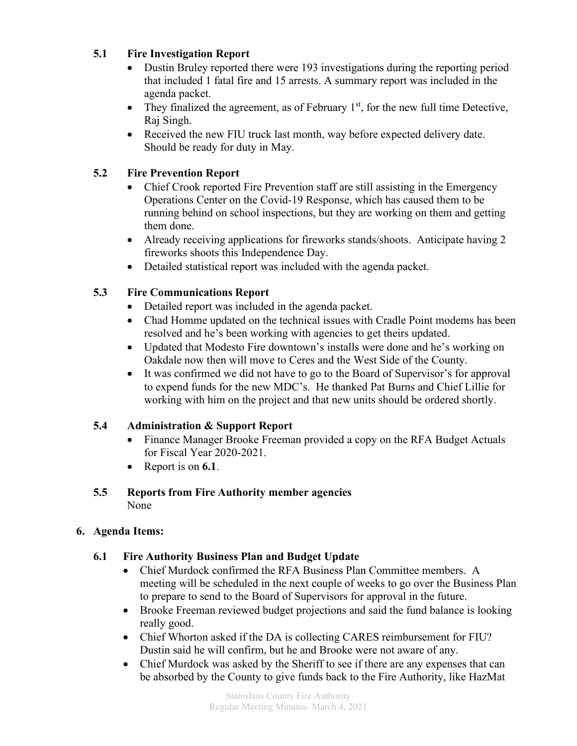### 5.1 Fire Investigation Report

- Dustin Bruley reported there were 193 investigations during the reporting period that included 1 fatal fire and 15 arrests. A summary report was included in the agenda packet.
- They finalized the agreement, as of February 1st, for the new full time Detective, Raj Singh.
- Received the new FIU truck last month, way before expected delivery date. Should be ready for duty in May.

### 5.2 Fire Prevention Report

- Chief Crook reported Fire Prevention staff are still assisting in the Emergency Operations Center on the Covid-19 Response, which has caused them to be running behind on school inspections, but they are working on them and getting them done.
- Already receiving applications for fireworks stands/shoots. Anticipate having 2 fireworks shoots this Independence Day.
- Detailed statistical report was included with the agenda packet.

### 5.3 Fire Communications Report

- Detailed report was included in the agenda packet.
- Chad Homme updated on the technical issues with Cradle Point modems has been resolved and he's been working with agencies to get theirs updated.
- Updated that Modesto Fire downtown's installs were done and he's working on Oakdale now then will move to Ceres and the West Side of the County.
- It was confirmed we did not have to go to the Board of Supervisor's for approval to expend funds for the new MDC's. He thanked Pat Burns and Chief Lillie for working with him on the project and that new units should be ordered shortly.

### 5.4 Administration & Support Report

- Finance Manager Brooke Freeman provided a copy on the RFA Budget Actuals for Fiscal Year 2020-2021.
- Report is on **6.1**.

### 5.5 Reports from Fire Authority member agencies

None

## 6. Agenda Items:

### 6.1 Fire Authority Business Plan and Budget Update

- Chief Murdock confirmed the RFA Business Plan Committee members. A meeting will be scheduled in the next couple of weeks to go over the Business Plan to prepare to send to the Board of Supervisors for approval in the future.
- Brooke Freeman reviewed budget projections and said the fund balance is looking really good.
- Chief Whorton asked if the DA is collecting CARES reimbursement for FIU? Dustin said he will confirm, but he and Brooke were not aware of any.
- Chief Murdock was asked by the Sheriff to see if there are any expenses that can be absorbed by the County to give funds back to the Fire Authority, like HazMat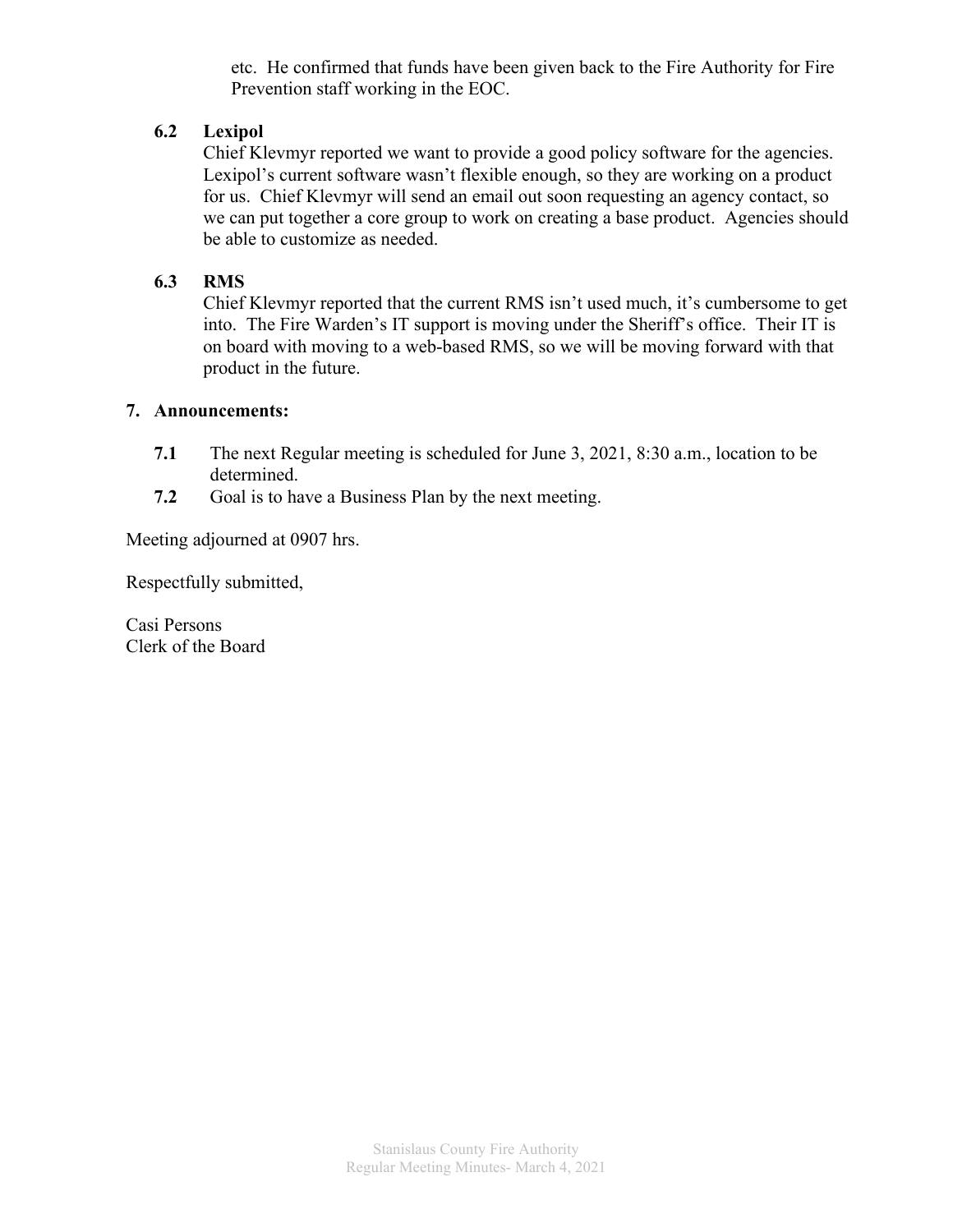etc. He confirmed that funds have been given back to the Fire Authority for Fire Prevention staff working in the EOC.

**6.2 Lexipol**

Chief Klevmyr reported we want to provide a good policy software for the agencies. Lexipol's current software wasn't flexible enough, so they are working on a product for us. Chief Klevmyr will send an email out soon requesting an agency contact, so we can put together a core group to work on creating a base product. Agencies should be able to customize as needed.

**6.3 RMS**

Chief Klevmyr reported that the current RMS isn't used much, it's cumbersome to get into. The Fire Warden's IT support is moving under the Sheriff's office. Their IT is on board with moving to a web-based RMS, so we will be moving forward with that product in the future.

**7. Announcements:**

**7.1** The next Regular meeting is scheduled for June 3, 2021, 8:30 a.m., location to be determined.

**7.2** Goal is to have a Business Plan by the next meeting.

Meeting adjourned at 0907 hrs.

Respectfully submitted,

Casi Persons
Clerk of the Board